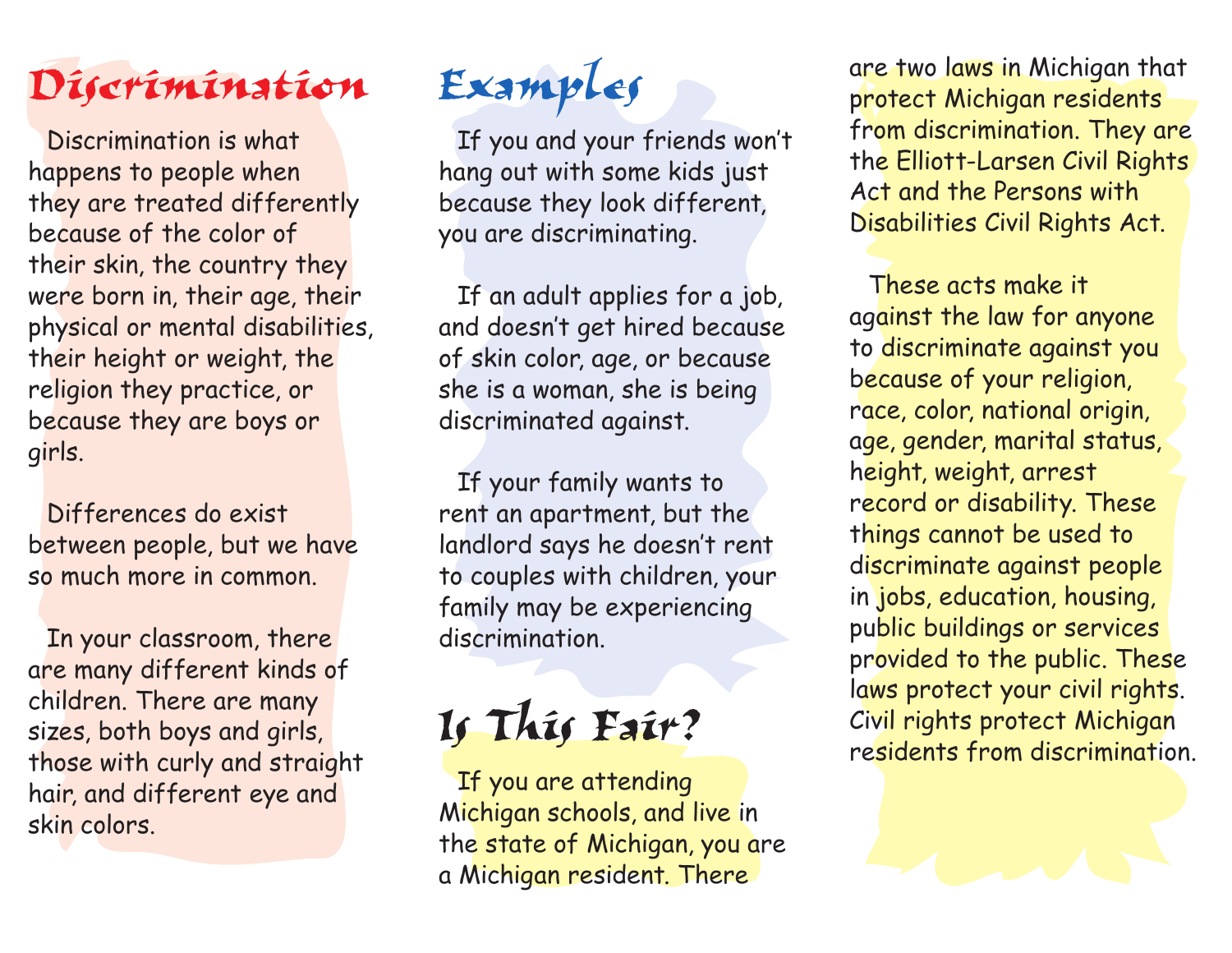# Discrimination

Discrimination is what happens to people when they are treated differently because of the color of their skin, the country they were born in, their age, their physical or mental disabilities, their height or weight, the religion they practice, or because they are boys or girls.

Differences do exist between people, but we have so much more in common.

In your classroom, there are many different kinds of children. There are many sizes, both boys and girls, those with curly and straight hair, and different eye and skin colors.

# Examples

If you and your friends won't hang out with some kids just because they look different, you are discriminating.

If an adult applies for a job, and doesn't get hired because of skin color, age, or because she is a woman, she is being discriminated against.

If your family wants to rent an apartment, but the landlord says he doesn't rent to couples with children, your family may be experiencing discrimination.

# Is This Fair?

If you are attending Michigan schools, and live in the state of Michigan, you are a Michigan resident. There are two laws in Michigan that protect Michigan residents from discrimination. They are the Elliott-Larsen Civil Rights Act and the Persons with Disabilities Civil Rights Act.

These acts make it against the law for anyone to discriminate against you because of your religion, race, color, national origin, age, gender, marital status, height, weight, arrest record or disability. These things cannot be used to discriminate against people in jobs, education, housing, public buildings or services provided to the public. These laws protect your civil rights. Civil rights protect Michigan residents from discrimination.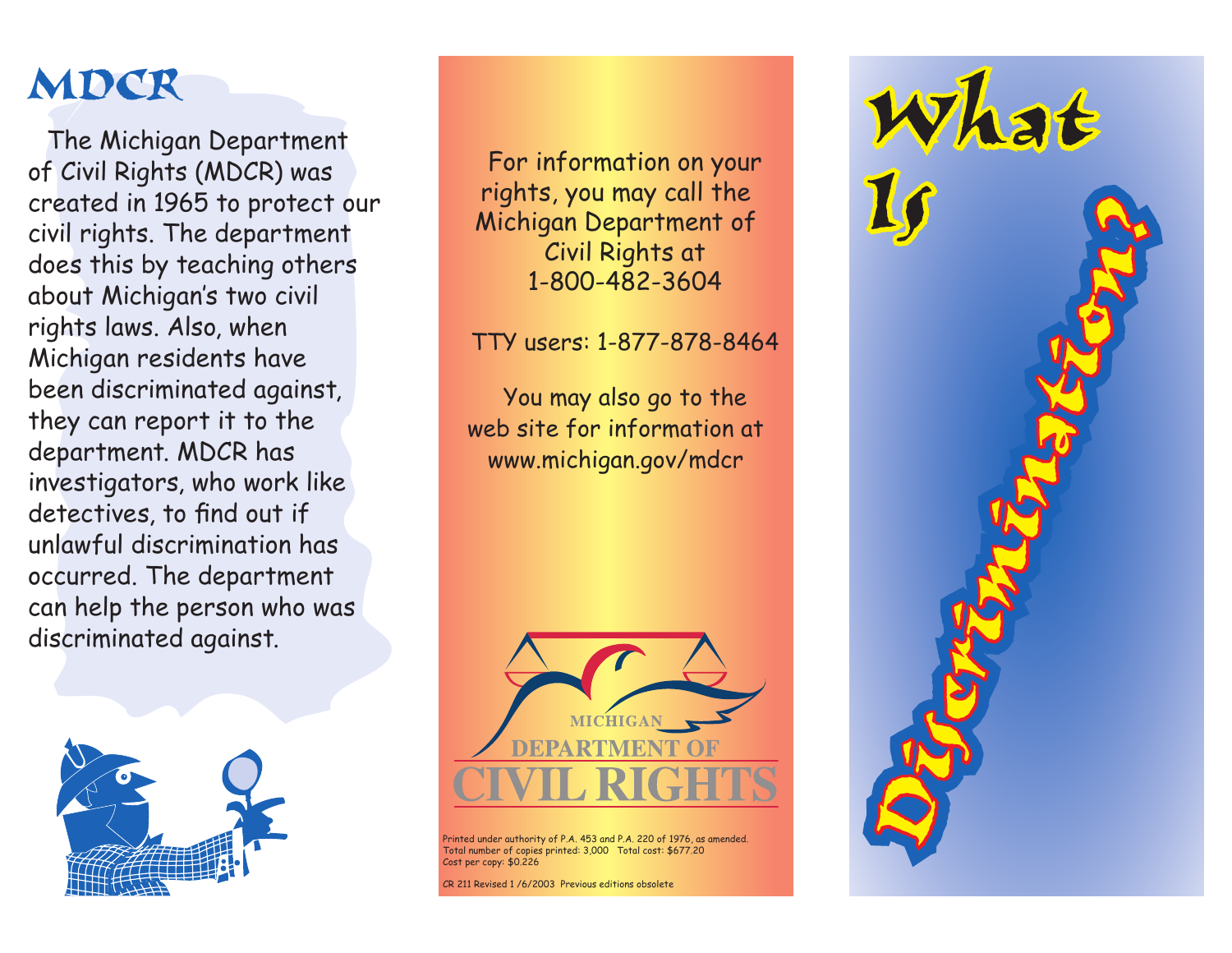# MDCR

The Michigan Department of Civil Rights (MDCR) was created in 1965 to protect our civil rights. The department does this by teaching others about Michigan's two civil rights laws. Also, when Michigan residents have been discriminated against, they can report it to the department. MDCR has investigators, who work like detectives, to find out if unlawful discrimination has occurred. The department can help the person who was discriminated against.

For information on your rights, you may call the Michigan Department of Civil Rights at 1-800-482-3604

TTY users: 1-877-878-8464

You may also go to the web site for information at www.michigan.gov/mdcr

MICHIGAN DEPARTMENT OF CIVIL RIGHTS

Printed under authority of P.A. 453 and P.A. 220 of 1976, as amended.
Total number of copies printed: 3,000 Total cost: $677.20
Cost per copy: $0.226

CR 211 Revised 1 /6/2003 Previous editions obsolete

# What Is Discrimination?